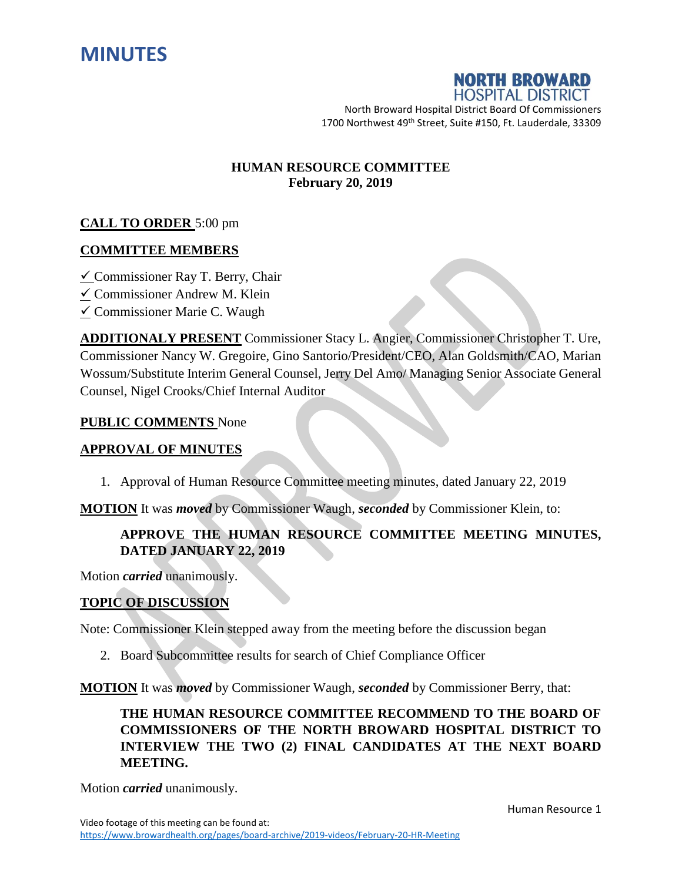# MINUTES

**NORTH BROWARD**
HOSPITAL DISTRICT

North Broward Hospital District Board Of Commissioners
1700 Northwest 49th Street, Suite #150, Ft. Lauderdale, 33309

## HUMAN RESOURCE COMMITTEE
**February 20, 2019**

**CALL TO ORDER** 5:00 pm

**COMMITTEE MEMBERS**

✓ Commissioner Ray T. Berry, Chair
✓ Commissioner Andrew M. Klein
✓ Commissioner Marie C. Waugh

**ADDITIONALY PRESENT** Commissioner Stacy L. Angier, Commissioner Christopher T. Ure, Commissioner Nancy W. Gregoire, Gino Santorio/President/CEO, Alan Goldsmith/CAO, Marian Wossum/Substitute Interim General Counsel, Jerry Del Amo/ Managing Senior Associate General Counsel, Nigel Crooks/Chief Internal Auditor

**PUBLIC COMMENTS** None

**APPROVAL OF MINUTES**

1. Approval of Human Resource Committee meeting minutes, dated January 22, 2019

**MOTION** It was ***moved*** by Commissioner Waugh, ***seconded*** by Commissioner Klein, to:

> **APPROVE THE HUMAN RESOURCE COMMITTEE MEETING MINUTES, DATED JANUARY 22, 2019**

Motion ***carried*** unanimously.

**TOPIC OF DISCUSSION**

Note: Commissioner Klein stepped away from the meeting before the discussion began

2. Board Subcommittee results for search of Chief Compliance Officer

**MOTION** It was ***moved*** by Commissioner Waugh, ***seconded*** by Commissioner Berry, that:

> **THE HUMAN RESOURCE COMMITTEE RECOMMEND TO THE BOARD OF COMMISSIONERS OF THE NORTH BROWARD HOSPITAL DISTRICT TO INTERVIEW THE TWO (2) FINAL CANDIDATES AT THE NEXT BOARD MEETING.**

Motion ***carried*** unanimously.

Video footage of this meeting can be found at:
https://www.browardhealth.org/pages/board-archive/2019-videos/February-20-HR-Meeting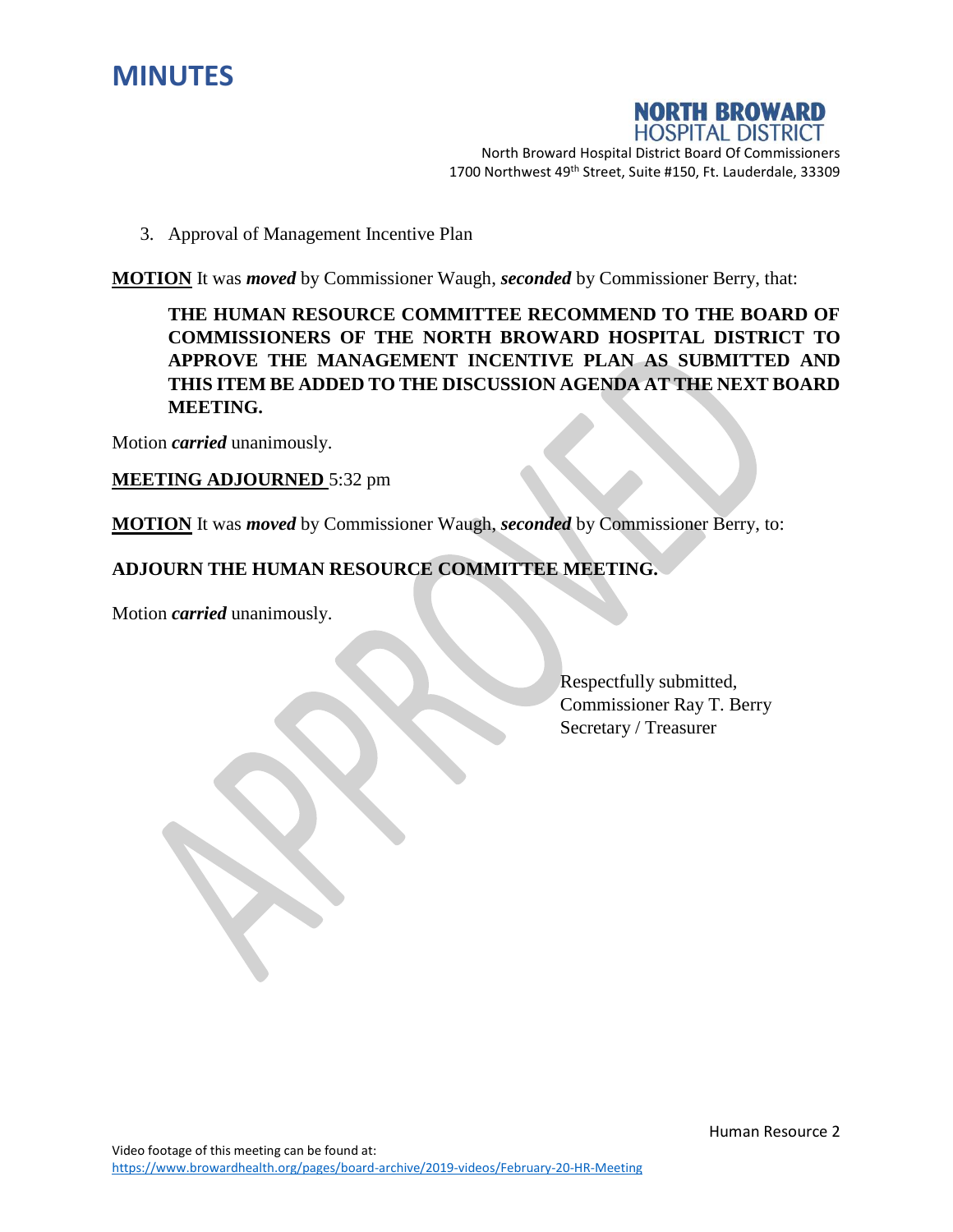3. Approval of Management Incentive Plan

**MOTION** It was ***moved*** by Commissioner Waugh, ***seconded*** by Commissioner Berry, that:

> **THE HUMAN RESOURCE COMMITTEE RECOMMEND TO THE BOARD OF COMMISSIONERS OF THE NORTH BROWARD HOSPITAL DISTRICT TO APPROVE THE MANAGEMENT INCENTIVE PLAN AS SUBMITTED AND THIS ITEM BE ADDED TO THE DISCUSSION AGENDA AT THE NEXT BOARD MEETING.**

Motion ***carried*** unanimously.

**MEETING ADJOURNED** 5:32 pm

**MOTION** It was ***moved*** by Commissioner Waugh, ***seconded*** by Commissioner Berry, to:

**ADJOURN THE HUMAN RESOURCE COMMITTEE MEETING.**

Motion ***carried*** unanimously.

Respectfully submitted,
Commissioner Ray T. Berry
Secretary / Treasurer

Video footage of this meeting can be found at:
https://www.browardhealth.org/pages/board-archive/2019-videos/February-20-HR-Meeting